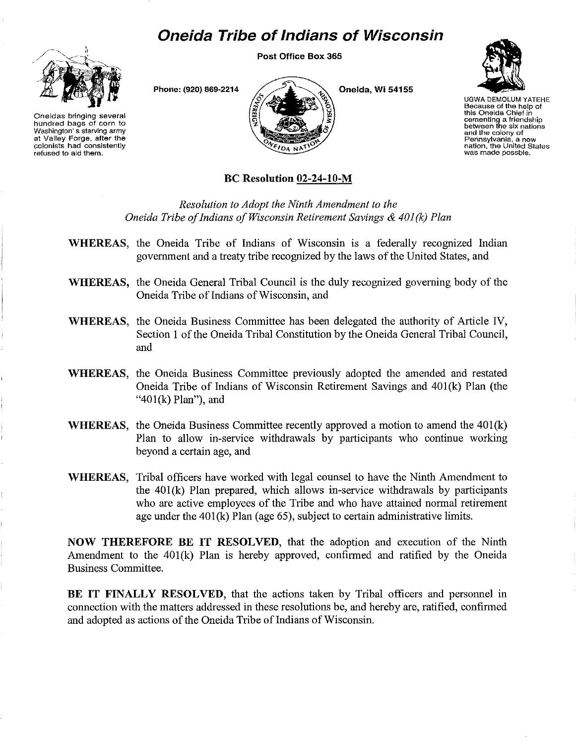# Oneida Tribe of Indians of Wisconsin

Post Office Box 365

Phone: (920) 869-2214 Oneida, WI 54155

Oneidas bringing several hundred bags of corn to Washington's starving army at Valley Forge, after the colonists had consistently refused to aid them.

UGWA DEMOLUM YATEHE Because of the help of this Oneida Chief in cementing a friendship between the six nations and the colony of Pennsylvania, a new nation, the United States was made possble.

## BC Resolution 02-24-10-M

*Resolution to Adopt the Ninth Amendment to the Oneida Tribe of Indians of Wisconsin Retirement Savings & 401(k) Plan*

**WHEREAS,** the Oneida Tribe of Indians of Wisconsin is a federally recognized Indian government and a treaty tribe recognized by the laws of the United States, and

**WHEREAS,** the Oneida General Tribal Council is the duly recognized governing body of the Oneida Tribe of Indians of Wisconsin, and

**WHEREAS,** the Oneida Business Committee has been delegated the authority of Article IV, Section 1 of the Oneida Tribal Constitution by the Oneida General Tribal Council, and

**WHEREAS,** the Oneida Business Committee previously adopted the amended and restated Oneida Tribe of Indians of Wisconsin Retirement Savings and 401(k) Plan (the "401(k) Plan"), and

**WHEREAS,** the Oneida Business Committee recently approved a motion to amend the 401(k) Plan to allow in-service withdrawals by participants who continue working beyond a certain age, and

**WHEREAS,** Tribal officers have worked with legal counsel to have the Ninth Amendment to the 401(k) Plan prepared, which allows in-service withdrawals by participants who are active employees of the Tribe and who have attained normal retirement age under the 401(k) Plan (age 65), subject to certain administrative limits.

**NOW THEREFORE BE IT RESOLVED,** that the adoption and execution of the Ninth Amendment to the 401(k) Plan is hereby approved, confirmed and ratified by the Oneida Business Committee.

**BE IT FINALLY RESOLVED,** that the actions taken by Tribal officers and personnel in connection with the matters addressed in these resolutions be, and hereby are, ratified, confirmed and adopted as actions of the Oneida Tribe of Indians of Wisconsin.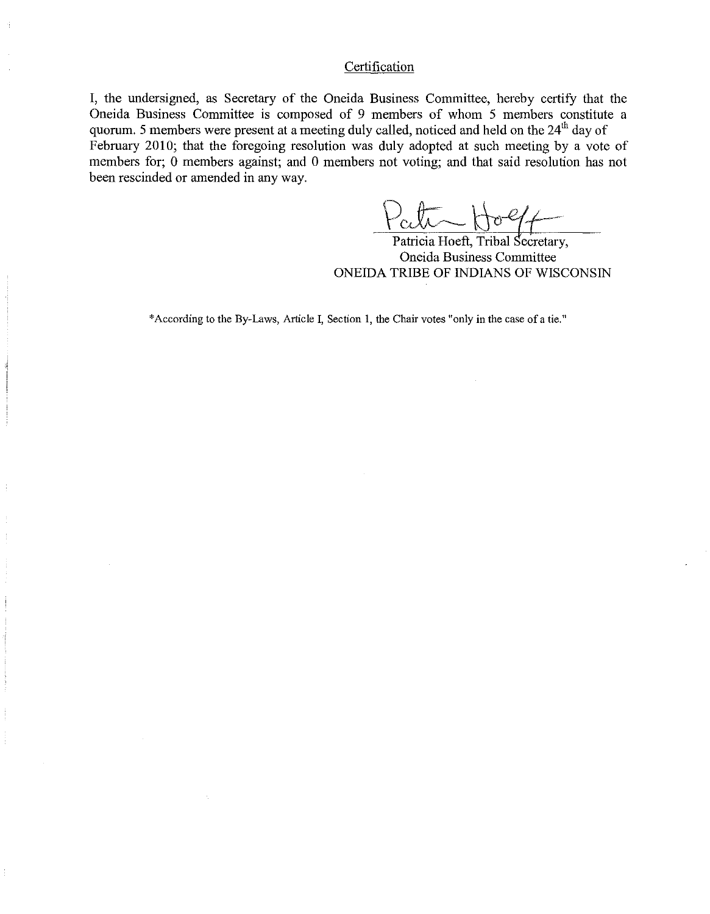## Certification

I, the undersigned, as Secretary of the Oneida Business Committee, hereby certify that the Oneida Business Committee is composed of 9 members of whom 5 members constitute a quorum. 5 members were present at a meeting duly called, noticed and held on the 24th day of February 2010; that the foregoing resolution was duly adopted at such meeting by a vote of members for; 0 members against; and 0 members not voting; and that said resolution has not been rescinded or amended in any way.

Patricia Hoeft, Tribal Secretary,
Oneida Business Committee
ONEIDA TRIBE OF INDIANS OF WISCONSIN

*According to the By-Laws, Article I, Section 1, the Chair votes "only in the case of a tie."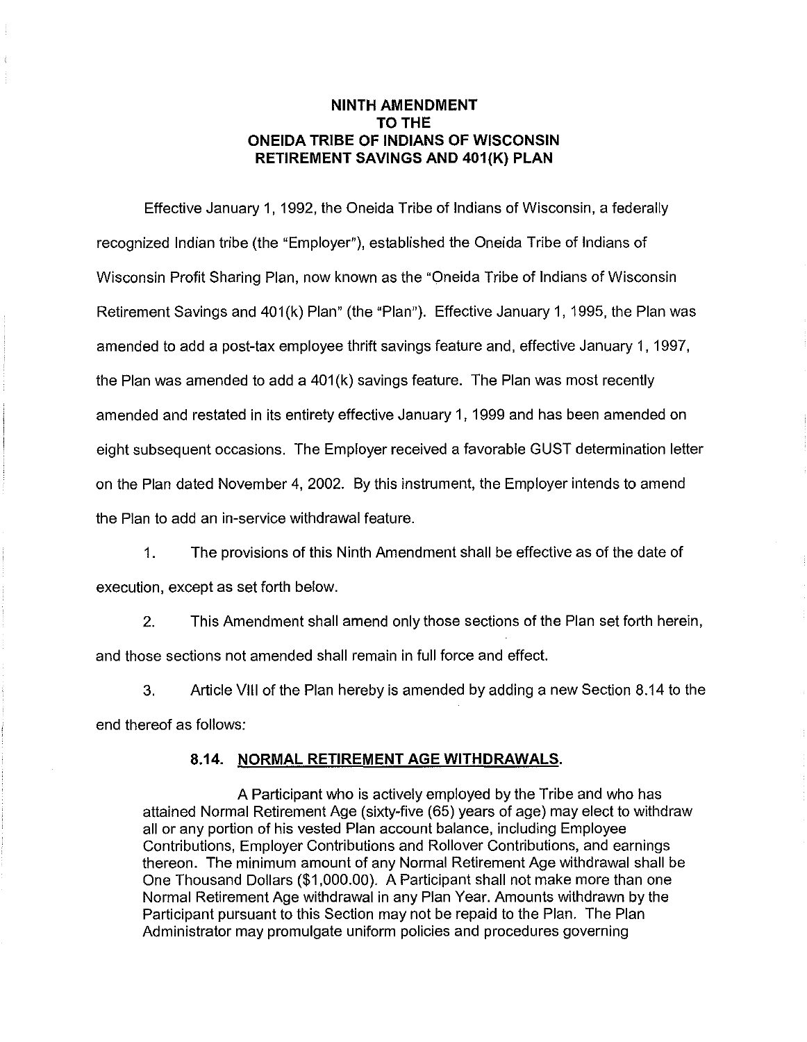# NINTH AMENDMENT TO THE ONEIDA TRIBE OF INDIANS OF WISCONSIN RETIREMENT SAVINGS AND 401(K) PLAN

Effective January 1, 1992, the Oneida Tribe of Indians of Wisconsin, a federally recognized Indian tribe (the "Employer"), established the Oneida Tribe of Indians of Wisconsin Profit Sharing Plan, now known as the "Oneida Tribe of Indians of Wisconsin Retirement Savings and 401(k) Plan" (the "Plan"). Effective January 1, 1995, the Plan was amended to add a post-tax employee thrift savings feature and, effective January 1, 1997, the Plan was amended to add a 401(k) savings feature. The Plan was most recently amended and restated in its entirety effective January 1, 1999 and has been amended on eight subsequent occasions. The Employer received a favorable GUST determination letter on the Plan dated November 4, 2002. By this instrument, the Employer intends to amend the Plan to add an in-service withdrawal feature.

1. The provisions of this Ninth Amendment shall be effective as of the date of execution, except as set forth below.

2. This Amendment shall amend only those sections of the Plan set forth herein, and those sections not amended shall remain in full force and effect.

3. Article VIII of the Plan hereby is amended by adding a new Section 8.14 to the end thereof as follows:

**8.14. <u>NORMAL RETIREMENT AGE WITHDRAWALS</u>.**

A Participant who is actively employed by the Tribe and who has attained Normal Retirement Age (sixty-five (65) years of age) may elect to withdraw all or any portion of his vested Plan account balance, including Employee Contributions, Employer Contributions and Rollover Contributions, and earnings thereon. The minimum amount of any Normal Retirement Age withdrawal shall be One Thousand Dollars ($1,000.00). A Participant shall not make more than one Normal Retirement Age withdrawal in any Plan Year. Amounts withdrawn by the Participant pursuant to this Section may not be repaid to the Plan. The Plan Administrator may promulgate uniform policies and procedures governing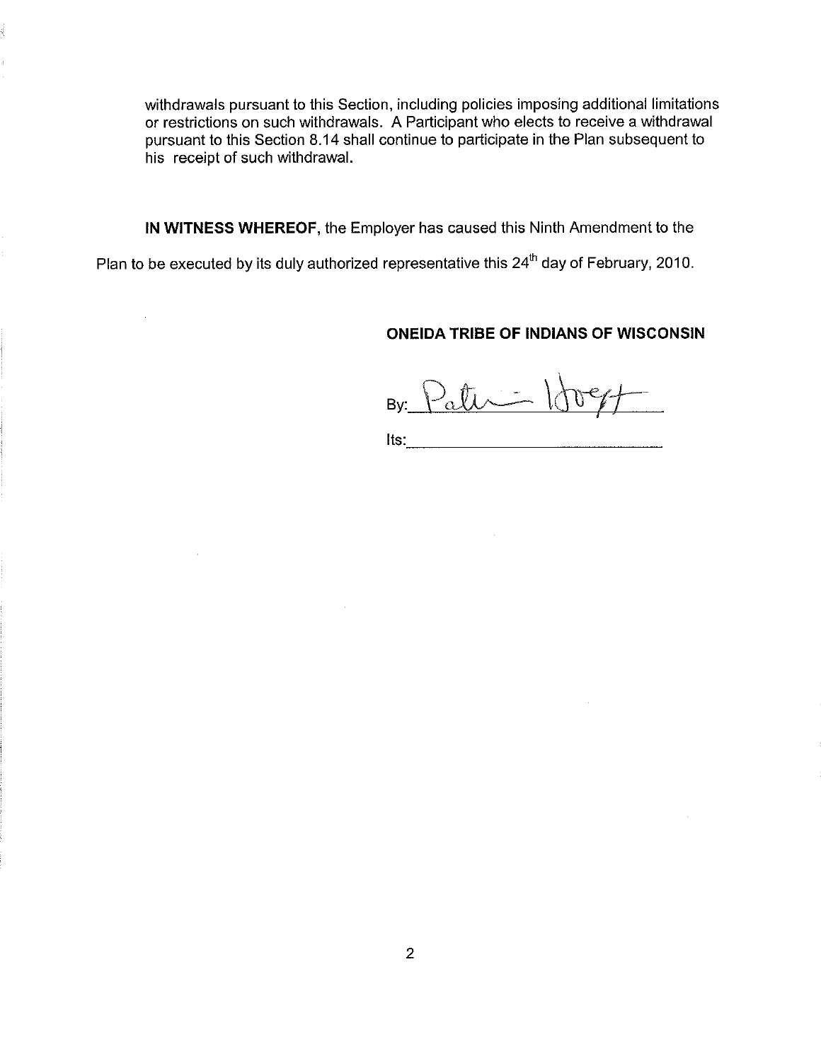withdrawals pursuant to this Section, including policies imposing additional limitations or restrictions on such withdrawals. A Participant who elects to receive a withdrawal pursuant to this Section 8.14 shall continue to participate in the Plan subsequent to his receipt of such withdrawal.

**IN WITNESS WHEREOF**, the Employer has caused this Ninth Amendment to the Plan to be executed by its duly authorized representative this 24th day of February, 2010.

**ONEIDA TRIBE OF INDIANS OF WISCONSIN**

By: Patti Hoeft

Its:\_\_\_\_\_\_\_\_\_\_\_\_\_\_\_\_\_\_\_\_\_\_\_\_\_\_\_\_